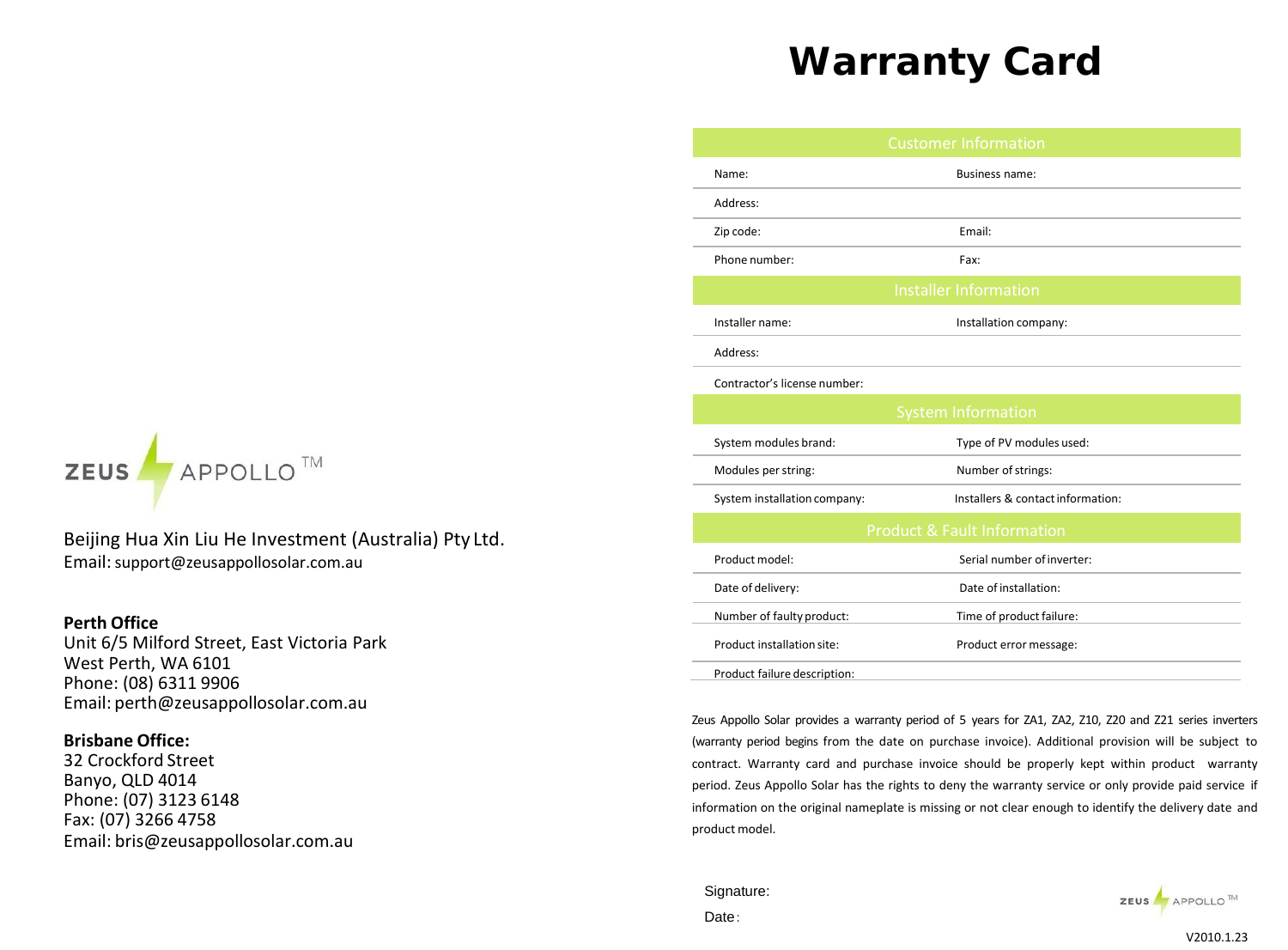ZEUS APPOLLO™

Beijing Hua Xin Liu He Investment (Australia) Pty Ltd.
Email: support@zeusappollosolar.com.au

**Perth Office**
Unit 6/5 Milford Street, East Victoria Park
West Perth, WA 6101
Phone: (08) 6311 9906
Email: perth@zeusappollosolar.com.au

**Brisbane Office:**
32 Crockford Street
Banyo, QLD 4014
Phone: (07) 3123 6148
Fax: (07) 3266 4758
Email: bris@zeusappollosolar.com.au

# Warranty Card

| Customer Information | |
|---|---|
| Name: | Business name: |
| Address: | |
| Zip code: | Email: |
| Phone number: | Fax: |
| **Installer Information** | |
| Installer name: | Installation company: |
| Address: | |
| Contractor's license number: | |
| **System Information** | |
| System modules brand: | Type of PV modules used: |
| Modules per string: | Number of strings: |
| System installation company: | Installers & contact information: |
| **Product & Fault Information** | |
| Product model: | Serial number of inverter: |
| Date of delivery: | Date of installation: |
| Number of faulty product: | Time of product failure: |
| Product installation site: | Product error message: |
| Product failure description: | |

Zeus Appollo Solar provides a warranty period of 5 years for ZA1, ZA2, Z10, Z20 and Z21 series inverters (warranty period begins from the date on purchase invoice). Additional provision will be subject to contract. Warranty card and purchase invoice should be properly kept within product warranty period. Zeus Appollo Solar has the rights to deny the warranty service or only provide paid service if information on the original nameplate is missing or not clear enough to identify the delivery date and product model.

Signature:

Date：

ZEUS APPOLLO™

V2010.1.23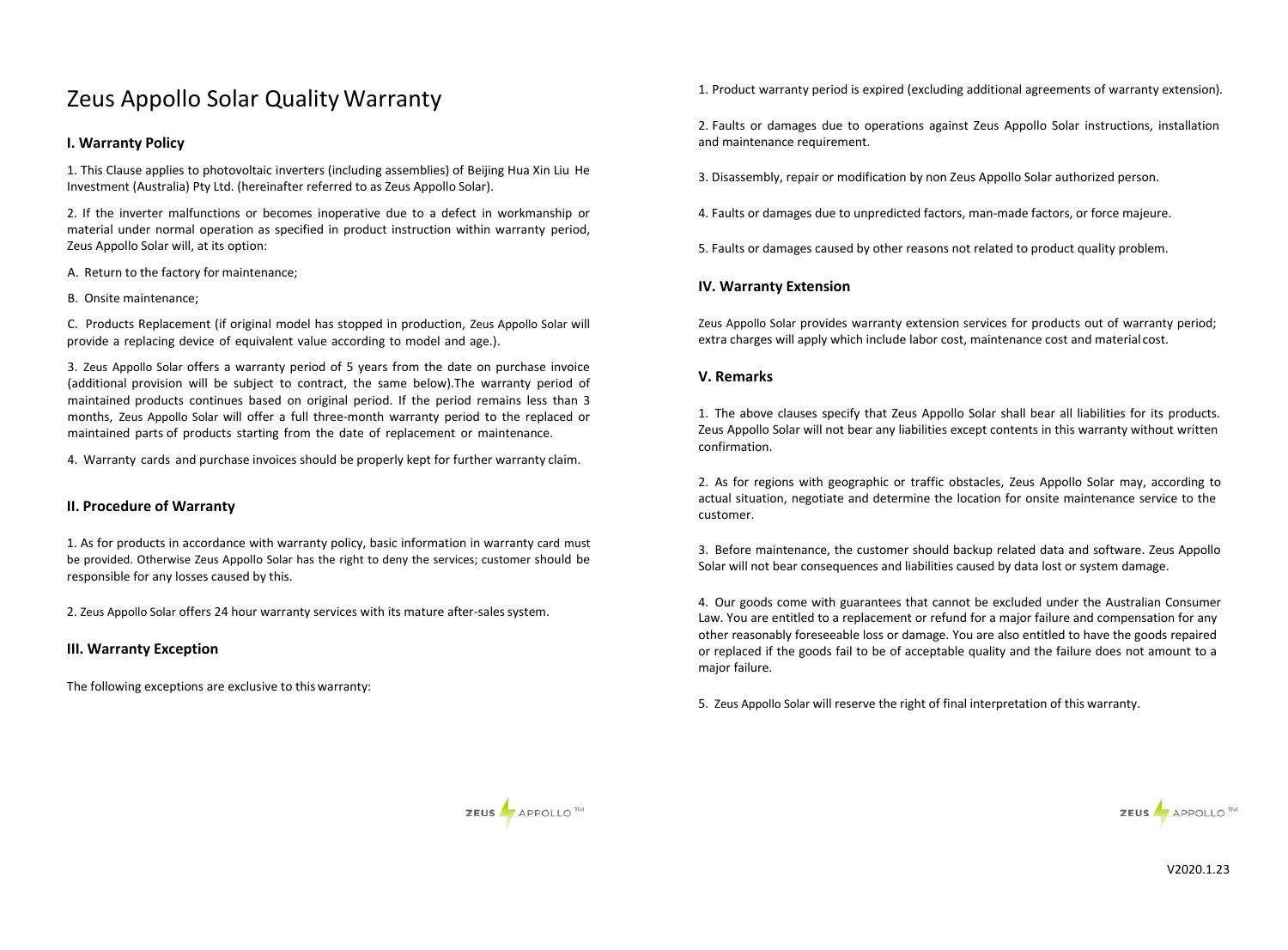# Zeus Appollo Solar Quality Warranty

## I. Warranty Policy

1. This Clause applies to photovoltaic inverters (including assemblies) of Beijing Hua Xin Liu He Investment (Australia) Pty Ltd. (hereinafter referred to as Zeus Appollo Solar).

2. If the inverter malfunctions or becomes inoperative due to a defect in workmanship or material under normal operation as specified in product instruction within warranty period, Zeus Appollo Solar will, at its option:

A. Return to the factory for maintenance;

B. Onsite maintenance;

C. Products Replacement (if original model has stopped in production, Zeus Appollo Solar will provide a replacing device of equivalent value according to model and age.).

3. Zeus Appollo Solar offers a warranty period of 5 years from the date on purchase invoice (additional provision will be subject to contract, the same below).The warranty period of maintained products continues based on original period. If the period remains less than 3 months, Zeus Appollo Solar will offer a full three-month warranty period to the replaced or maintained parts of products starting from the date of replacement or maintenance.

4. Warranty cards and purchase invoices should be properly kept for further warranty claim.

## II. Procedure of Warranty

1. As for products in accordance with warranty policy, basic information in warranty card must be provided. Otherwise Zeus Appollo Solar has the right to deny the services; customer should be responsible for any losses caused by this.

2. Zeus Appollo Solar offers 24 hour warranty services with its mature after-sales system.

## III. Warranty Exception

The following exceptions are exclusive to this warranty:

1. Product warranty period is expired (excluding additional agreements of warranty extension).

2. Faults or damages due to operations against Zeus Appollo Solar instructions, installation and maintenance requirement.

3. Disassembly, repair or modification by non Zeus Appollo Solar authorized person.

4. Faults or damages due to unpredicted factors, man-made factors, or force majeure.

5. Faults or damages caused by other reasons not related to product quality problem.

## IV. Warranty Extension

Zeus Appollo Solar provides warranty extension services for products out of warranty period; extra charges will apply which include labor cost, maintenance cost and material cost.

## V. Remarks

1. The above clauses specify that Zeus Appollo Solar shall bear all liabilities for its products. Zeus Appollo Solar will not bear any liabilities except contents in this warranty without written confirmation.

2. As for regions with geographic or traffic obstacles, Zeus Appollo Solar may, according to actual situation, negotiate and determine the location for onsite maintenance service to the customer.

3. Before maintenance, the customer should backup related data and software. Zeus Appollo Solar will not bear consequences and liabilities caused by data lost or system damage.

4. Our goods come with guarantees that cannot be excluded under the Australian Consumer Law. You are entitled to a replacement or refund for a major failure and compensation for any other reasonably foreseeable loss or damage. You are also entitled to have the goods repaired or replaced if the goods fail to be of acceptable quality and the failure does not amount to a major failure.

5. Zeus Appollo Solar will reserve the right of final interpretation of this warranty.

V2020.1.23